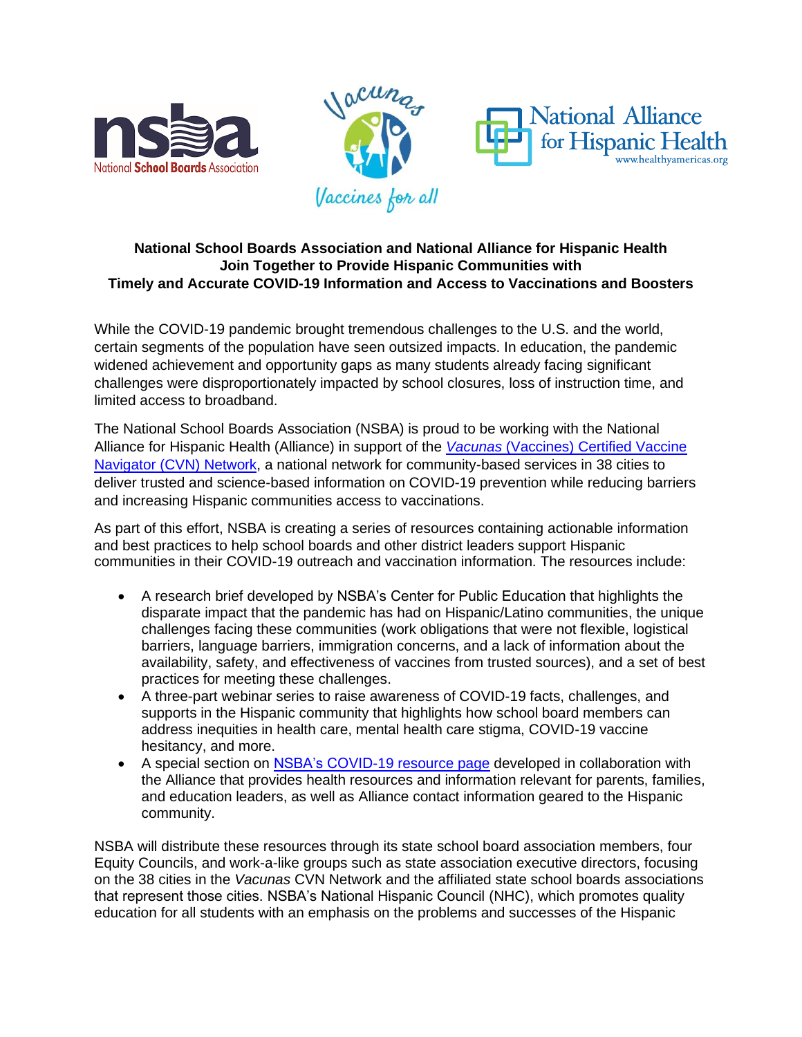**National School Boards Association and National Alliance for Hispanic Health Join Together to Provide Hispanic Communities with Timely and Accurate COVID-19 Information and Access to Vaccinations and Boosters**

While the COVID-19 pandemic brought tremendous challenges to the U.S. and the world, certain segments of the population have seen outsized impacts. In education, the pandemic widened achievement and opportunity gaps as many students already facing significant challenges were disproportionately impacted by school closures, loss of instruction time, and limited access to broadband.

The National School Boards Association (NSBA) is proud to be working with the National Alliance for Hispanic Health (Alliance) in support of the *Vacunas* (Vaccines) Certified Vaccine Navigator (CVN) Network, a national network for community-based services in 38 cities to deliver trusted and science-based information on COVID-19 prevention while reducing barriers and increasing Hispanic communities access to vaccinations.

As part of this effort, NSBA is creating a series of resources containing actionable information and best practices to help school boards and other district leaders support Hispanic communities in their COVID-19 outreach and vaccination information. The resources include:

- A research brief developed by NSBA's Center for Public Education that highlights the disparate impact that the pandemic has had on Hispanic/Latino communities, the unique challenges facing these communities (work obligations that were not flexible, logistical barriers, language barriers, immigration concerns, and a lack of information about the availability, safety, and effectiveness of vaccines from trusted sources), and a set of best practices for meeting these challenges.
- A three-part webinar series to raise awareness of COVID-19 facts, challenges, and supports in the Hispanic community that highlights how school board members can address inequities in health care, mental health care stigma, COVID-19 vaccine hesitancy, and more.
- A special section on NSBA's COVID-19 resource page developed in collaboration with the Alliance that provides health resources and information relevant for parents, families, and education leaders, as well as Alliance contact information geared to the Hispanic community.

NSBA will distribute these resources through its state school board association members, four Equity Councils, and work-a-like groups such as state association executive directors, focusing on the 38 cities in the *Vacunas* CVN Network and the affiliated state school boards associations that represent those cities. NSBA's National Hispanic Council (NHC), which promotes quality education for all students with an emphasis on the problems and successes of the Hispanic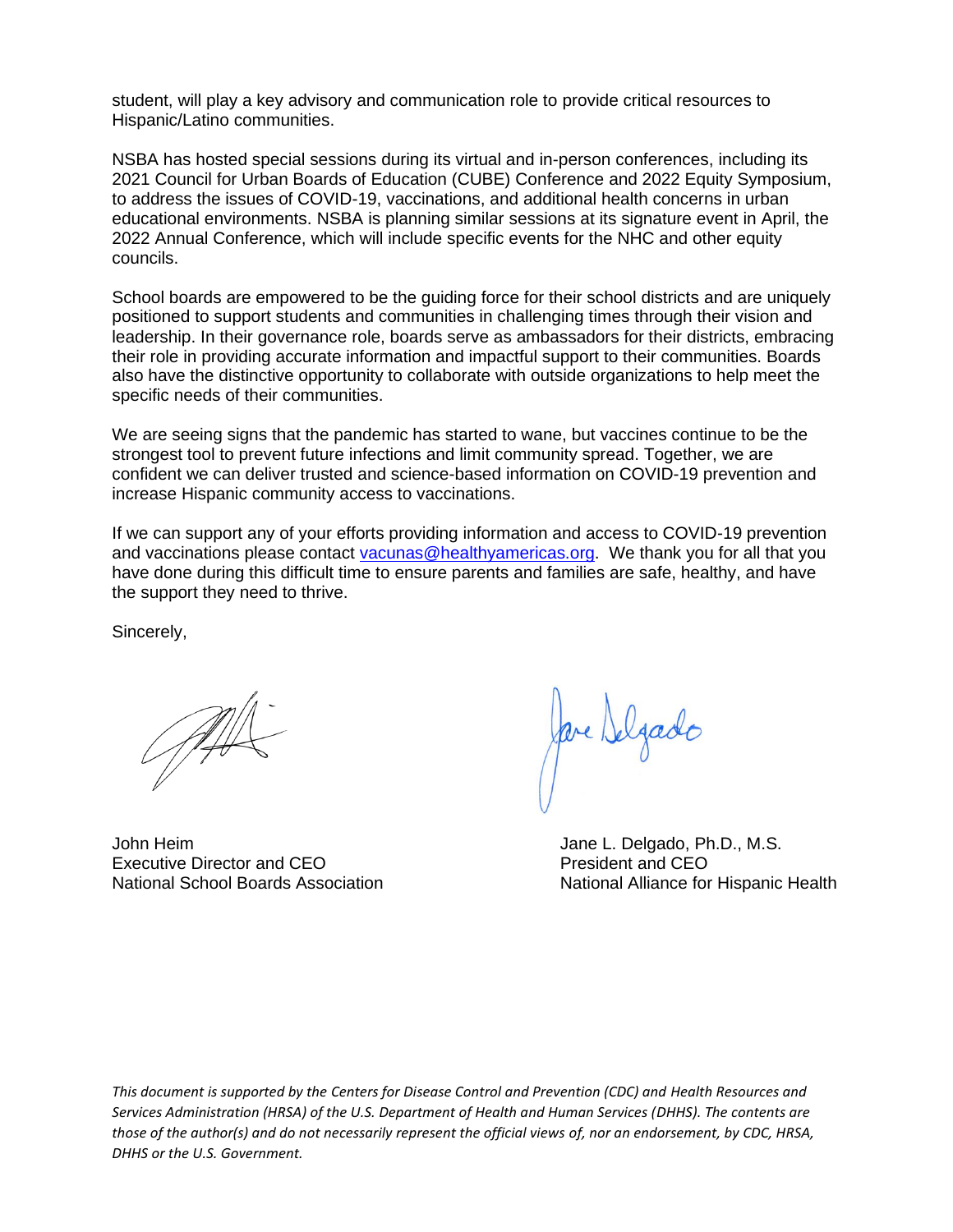student, will play a key advisory and communication role to provide critical resources to Hispanic/Latino communities.

NSBA has hosted special sessions during its virtual and in-person conferences, including its 2021 Council for Urban Boards of Education (CUBE) Conference and 2022 Equity Symposium, to address the issues of COVID-19, vaccinations, and additional health concerns in urban educational environments. NSBA is planning similar sessions at its signature event in April, the 2022 Annual Conference, which will include specific events for the NHC and other equity councils.

School boards are empowered to be the guiding force for their school districts and are uniquely positioned to support students and communities in challenging times through their vision and leadership. In their governance role, boards serve as ambassadors for their districts, embracing their role in providing accurate information and impactful support to their communities. Boards also have the distinctive opportunity to collaborate with outside organizations to help meet the specific needs of their communities.

We are seeing signs that the pandemic has started to wane, but vaccines continue to be the strongest tool to prevent future infections and limit community spread. Together, we are confident we can deliver trusted and science-based information on COVID-19 prevention and increase Hispanic community access to vaccinations.

If we can support any of your efforts providing information and access to COVID-19 prevention and vaccinations please contact vacunas@healthyamericas.org. We thank you for all that you have done during this difficult time to ensure parents and families are safe, healthy, and have the support they need to thrive.

Sincerely,

John Heim
Executive Director and CEO
National School Boards Association

Jane L. Delgado, Ph.D., M.S.
President and CEO
National Alliance for Hispanic Health

*This document is supported by the Centers for Disease Control and Prevention (CDC) and Health Resources and Services Administration (HRSA) of the U.S. Department of Health and Human Services (DHHS). The contents are those of the author(s) and do not necessarily represent the official views of, nor an endorsement, by CDC, HRSA, DHHS or the U.S. Government.*